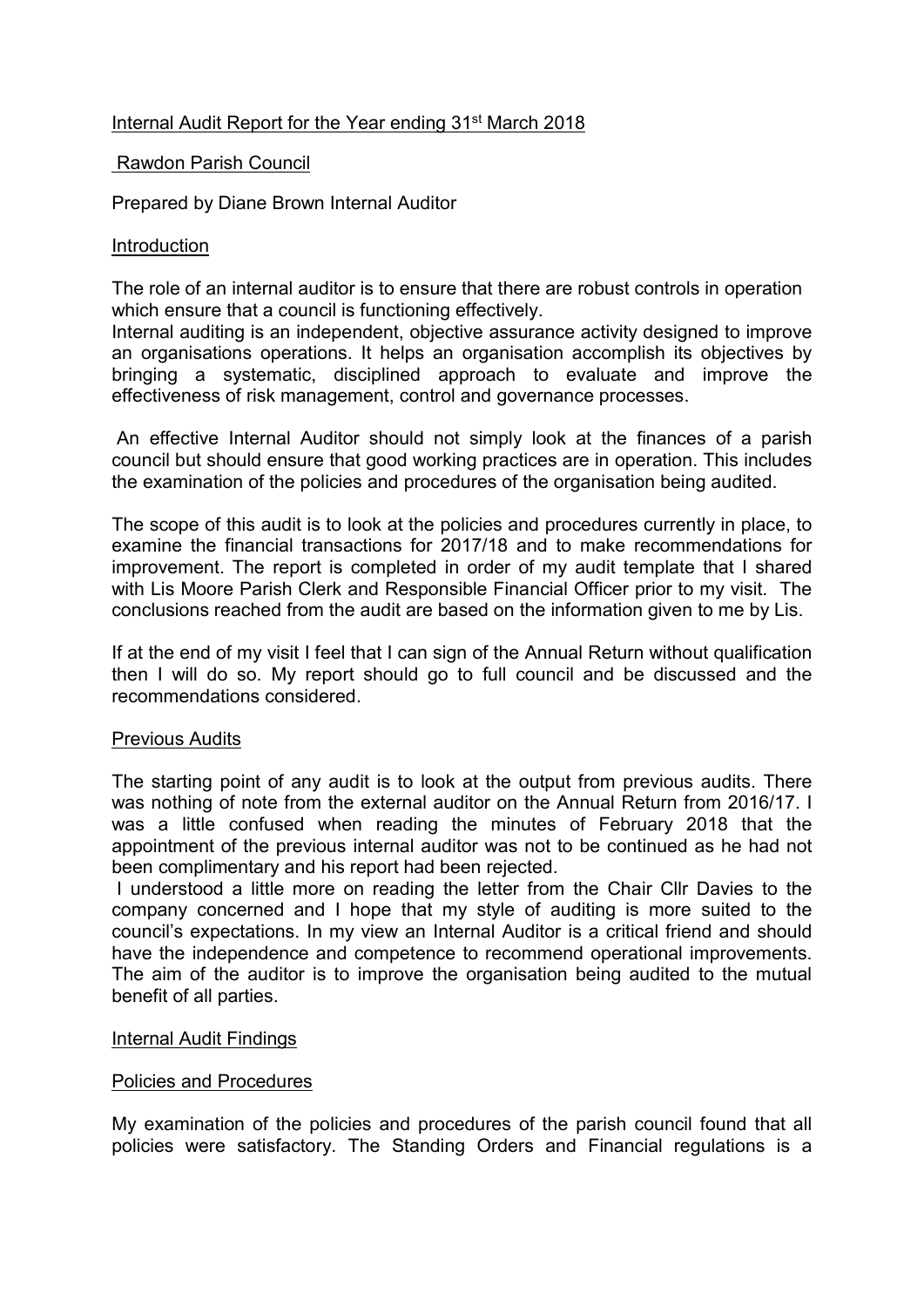Internal Audit Report for the Year ending 31st March 2018

Rawdon Parish Council

Prepared by Diane Brown Internal Auditor

## Introduction

The role of an internal auditor is to ensure that there are robust controls in operation which ensure that a council is functioning effectively.
Internal auditing is an independent, objective assurance activity designed to improve an organisations operations. It helps an organisation accomplish its objectives by bringing a systematic, disciplined approach to evaluate and improve the effectiveness of risk management, control and governance processes.

An effective Internal Auditor should not simply look at the finances of a parish council but should ensure that good working practices are in operation. This includes the examination of the policies and procedures of the organisation being audited.

The scope of this audit is to look at the policies and procedures currently in place, to examine the financial transactions for 2017/18 and to make recommendations for improvement. The report is completed in order of my audit template that I shared with Lis Moore Parish Clerk and Responsible Financial Officer prior to my visit. The conclusions reached from the audit are based on the information given to me by Lis.

If at the end of my visit I feel that I can sign of the Annual Return without qualification then I will do so. My report should go to full council and be discussed and the recommendations considered.

## Previous Audits

The starting point of any audit is to look at the output from previous audits. There was nothing of note from the external auditor on the Annual Return from 2016/17. I was a little confused when reading the minutes of February 2018 that the appointment of the previous internal auditor was not to be continued as he had not been complimentary and his report had been rejected.

I understood a little more on reading the letter from the Chair Cllr Davies to the company concerned and I hope that my style of auditing is more suited to the council's expectations. In my view an Internal Auditor is a critical friend and should have the independence and competence to recommend operational improvements. The aim of the auditor is to improve the organisation being audited to the mutual benefit of all parties.

## Internal Audit Findings

### Policies and Procedures

My examination of the policies and procedures of the parish council found that all policies were satisfactory. The Standing Orders and Financial regulations is a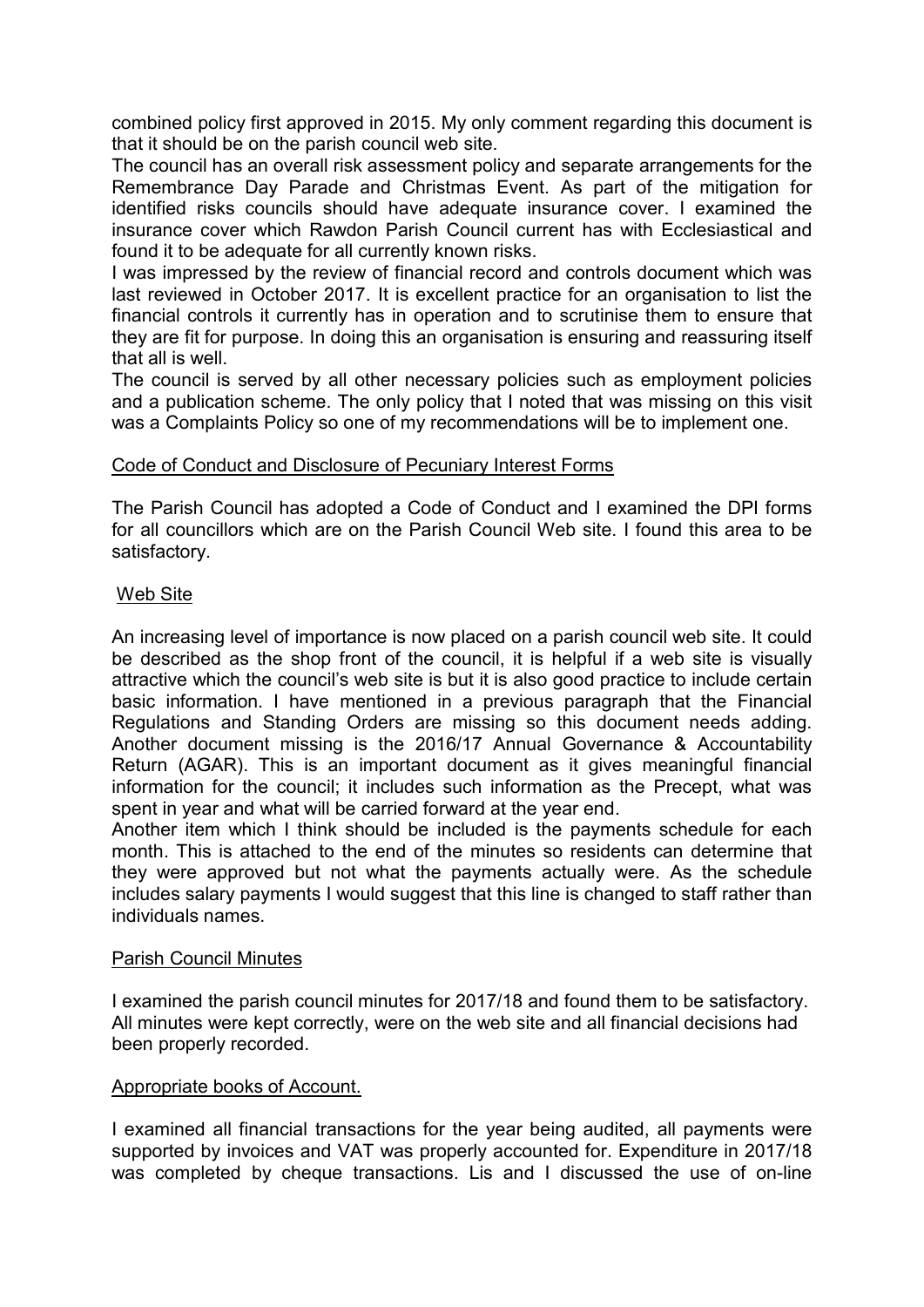combined policy first approved in 2015. My only comment regarding this document is that it should be on the parish council web site.

The council has an overall risk assessment policy and separate arrangements for the Remembrance Day Parade and Christmas Event. As part of the mitigation for identified risks councils should have adequate insurance cover. I examined the insurance cover which Rawdon Parish Council current has with Ecclesiastical and found it to be adequate for all currently known risks.

I was impressed by the review of financial record and controls document which was last reviewed in October 2017. It is excellent practice for an organisation to list the financial controls it currently has in operation and to scrutinise them to ensure that they are fit for purpose. In doing this an organisation is ensuring and reassuring itself that all is well.

The council is served by all other necessary policies such as employment policies and a publication scheme. The only policy that I noted that was missing on this visit was a Complaints Policy so one of my recommendations will be to implement one.

## Code of Conduct and Disclosure of Pecuniary Interest Forms

The Parish Council has adopted a Code of Conduct and I examined the DPI forms for all councillors which are on the Parish Council Web site. I found this area to be satisfactory.

## Web Site

An increasing level of importance is now placed on a parish council web site. It could be described as the shop front of the council, it is helpful if a web site is visually attractive which the council's web site is but it is also good practice to include certain basic information. I have mentioned in a previous paragraph that the Financial Regulations and Standing Orders are missing so this document needs adding. Another document missing is the 2016/17 Annual Governance & Accountability Return (AGAR). This is an important document as it gives meaningful financial information for the council; it includes such information as the Precept, what was spent in year and what will be carried forward at the year end.

Another item which I think should be included is the payments schedule for each month. This is attached to the end of the minutes so residents can determine that they were approved but not what the payments actually were. As the schedule includes salary payments I would suggest that this line is changed to staff rather than individuals names.

## Parish Council Minutes

I examined the parish council minutes for 2017/18 and found them to be satisfactory. All minutes were kept correctly, were on the web site and all financial decisions had been properly recorded.

## Appropriate books of Account.

I examined all financial transactions for the year being audited, all payments were supported by invoices and VAT was properly accounted for. Expenditure in 2017/18 was completed by cheque transactions. Lis and I discussed the use of on-line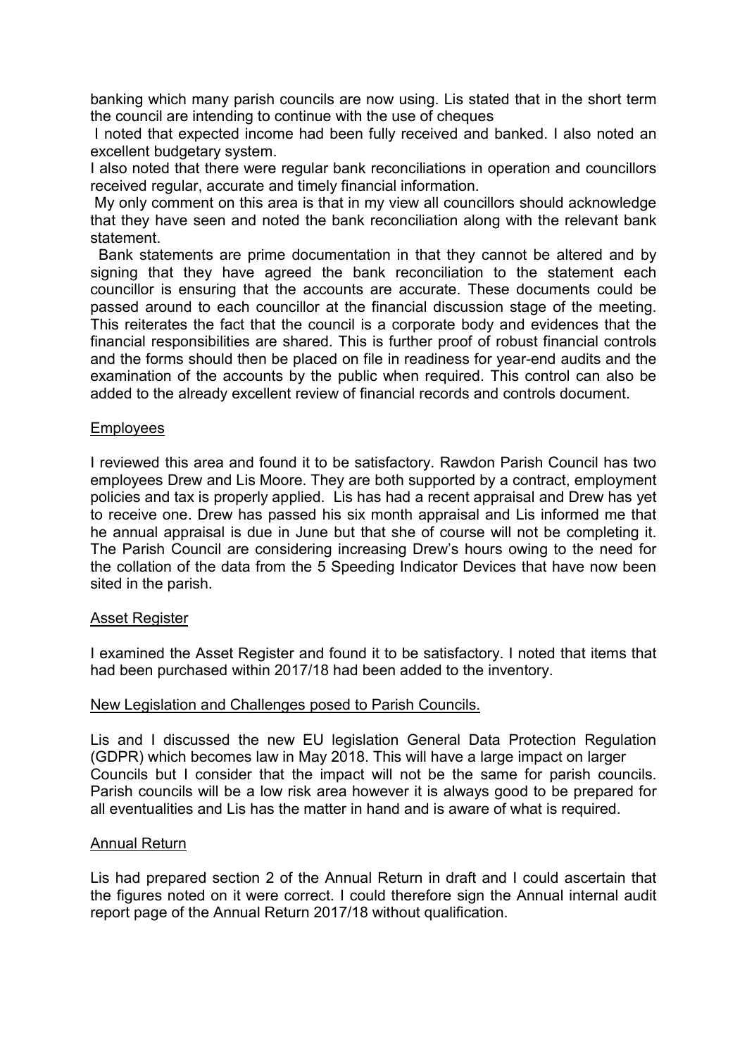banking which many parish councils are now using. Lis stated that in the short term the council are intending to continue with the use of cheques

I noted that expected income had been fully received and banked. I also noted an excellent budgetary system.

I also noted that there were regular bank reconciliations in operation and councillors received regular, accurate and timely financial information.

My only comment on this area is that in my view all councillors should acknowledge that they have seen and noted the bank reconciliation along with the relevant bank statement.

Bank statements are prime documentation in that they cannot be altered and by signing that they have agreed the bank reconciliation to the statement each councillor is ensuring that the accounts are accurate. These documents could be passed around to each councillor at the financial discussion stage of the meeting. This reiterates the fact that the council is a corporate body and evidences that the financial responsibilities are shared. This is further proof of robust financial controls and the forms should then be placed on file in readiness for year-end audits and the examination of the accounts by the public when required. This control can also be added to the already excellent review of financial records and controls document.

## Employees

I reviewed this area and found it to be satisfactory. Rawdon Parish Council has two employees Drew and Lis Moore. They are both supported by a contract, employment policies and tax is properly applied. Lis has had a recent appraisal and Drew has yet to receive one. Drew has passed his six month appraisal and Lis informed me that he annual appraisal is due in June but that she of course will not be completing it. The Parish Council are considering increasing Drew's hours owing to the need for the collation of the data from the 5 Speeding Indicator Devices that have now been sited in the parish.

## Asset Register

I examined the Asset Register and found it to be satisfactory. I noted that items that had been purchased within 2017/18 had been added to the inventory.

## New Legislation and Challenges posed to Parish Councils.

Lis and I discussed the new EU legislation General Data Protection Regulation (GDPR) which becomes law in May 2018. This will have a large impact on larger Councils but I consider that the impact will not be the same for parish councils. Parish councils will be a low risk area however it is always good to be prepared for all eventualities and Lis has the matter in hand and is aware of what is required.

## Annual Return

Lis had prepared section 2 of the Annual Return in draft and I could ascertain that the figures noted on it were correct. I could therefore sign the Annual internal audit report page of the Annual Return 2017/18 without qualification.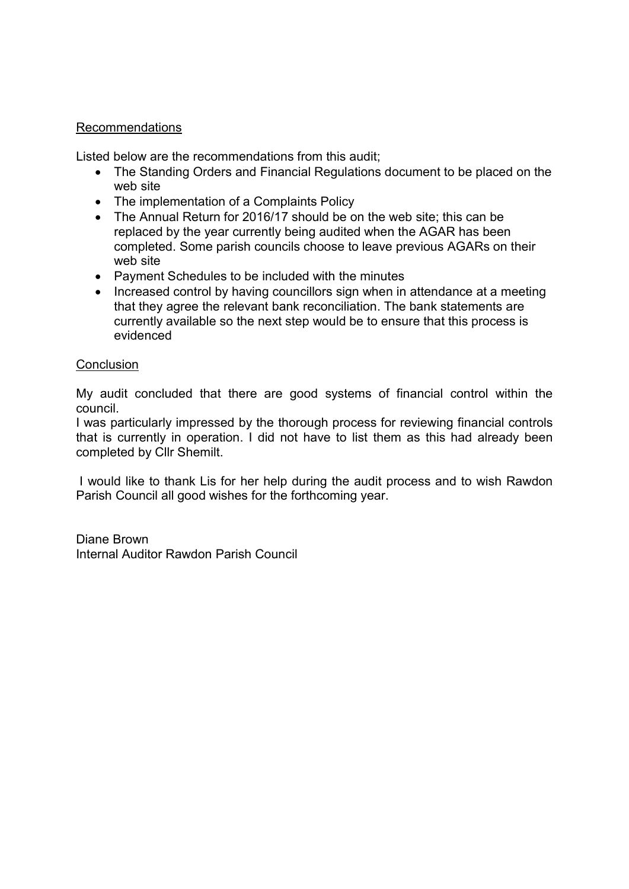Recommendations

Listed below are the recommendations from this audit;

- The Standing Orders and Financial Regulations document to be placed on the web site
- The implementation of a Complaints Policy
- The Annual Return for 2016/17 should be on the web site; this can be replaced by the year currently being audited when the AGAR has been completed. Some parish councils choose to leave previous AGARs on their web site
- Payment Schedules to be included with the minutes
- Increased control by having councillors sign when in attendance at a meeting that they agree the relevant bank reconciliation. The bank statements are currently available so the next step would be to ensure that this process is evidenced

Conclusion

My audit concluded that there are good systems of financial control within the council.

I was particularly impressed by the thorough process for reviewing financial controls that is currently in operation. I did not have to list them as this had already been completed by Cllr Shemilt.

I would like to thank Lis for her help during the audit process and to wish Rawdon Parish Council all good wishes for the forthcoming year.

Diane Brown
Internal Auditor Rawdon Parish Council